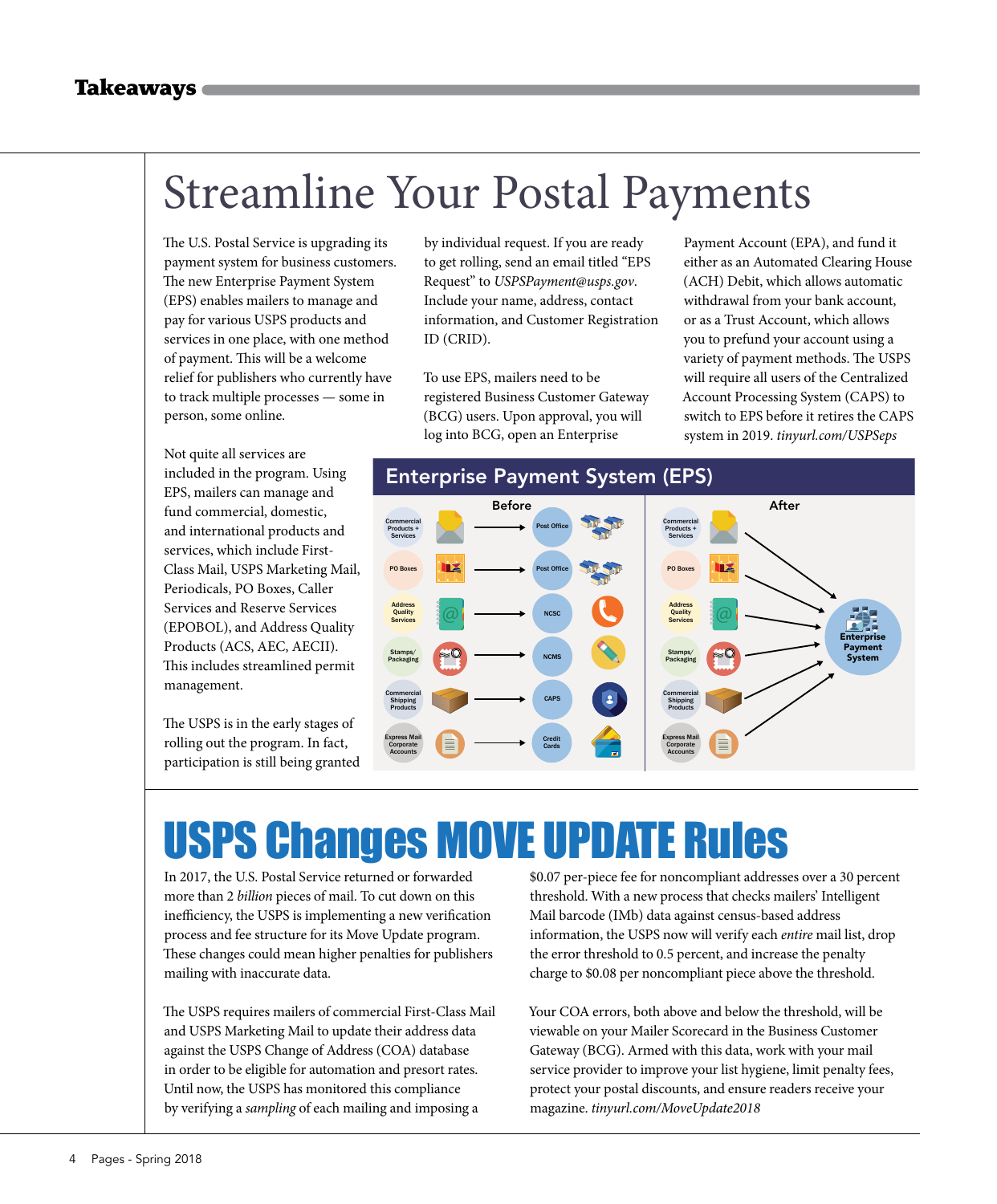Takeaways

# Streamline Your Postal Payments

The U.S. Postal Service is upgrading its payment system for business customers. The new Enterprise Payment System (EPS) enables mailers to manage and pay for various USPS products and services in one place, with one method of payment. This will be a welcome relief for publishers who currently have to track multiple processes — some in person, some online.

Not quite all services are included in the program. Using EPS, mailers can manage and fund commercial, domestic, and international products and services, which include First-Class Mail, USPS Marketing Mail, Periodicals, PO Boxes, Caller Services and Reserve Services (EPOBOL), and Address Quality Products (ACS, AEC, AECII). This includes streamlined permit management.

The USPS is in the early stages of rolling out the program. In fact, participation is still being granted by individual request. If you are ready to get rolling, send an email titled "EPS Request" to *USPSPayment@usps.gov*. Include your name, address, contact information, and Customer Registration ID (CRID).

To use EPS, mailers need to be registered Business Customer Gateway (BCG) users. Upon approval, you will log into BCG, open an Enterprise Payment Account (EPA), and fund it either as an Automated Clearing House (ACH) Debit, which allows automatic withdrawal from your bank account, or as a Trust Account, which allows you to prefund your account using a variety of payment methods. The USPS will require all users of the Centralized Account Processing System (CAPS) to switch to EPS before it retires the CAPS system in 2019. *tinyurl.com/USPSeps*

**Enterprise Payment System (EPS)**

Before:

- Commercial Products + Services → Post Office
- PO Boxes → Post Office
- Address Quality Services → NCSC
- Stamps/Packaging → NCMS
- Commercial Shipping Products → CAPS
- Express Mail Corporate Accounts → Credit Cards

After:

- Commercial Products + Services, PO Boxes, Address Quality Services, Stamps/Packaging, Commercial Shipping Products, Express Mail Corporate Accounts → Enterprise Payment System

# USPS Changes MOVE UPDATE Rules

In 2017, the U.S. Postal Service returned or forwarded more than 2 *billion* pieces of mail. To cut down on this inefficiency, the USPS is implementing a new verification process and fee structure for its Move Update program. These changes could mean higher penalties for publishers mailing with inaccurate data.

The USPS requires mailers of commercial First-Class Mail and USPS Marketing Mail to update their address data against the USPS Change of Address (COA) database in order to be eligible for automation and presort rates. Until now, the USPS has monitored this compliance by verifying a *sampling* of each mailing and imposing a $0.07 per-piece fee for noncompliant addresses over a 30 percent threshold. With a new process that checks mailers' Intelligent Mail barcode (IMb) data against census-based address information, the USPS now will verify each *entire* mail list, drop the error threshold to 0.5 percent, and increase the penalty charge to $0.08 per noncompliant piece above the threshold.

Your COA errors, both above and below the threshold, will be viewable on your Mailer Scorecard in the Business Customer Gateway (BCG). Armed with this data, work with your mail service provider to improve your list hygiene, limit penalty fees, protect your postal discounts, and ensure readers receive your magazine. *tinyurl.com/MoveUpdate2018*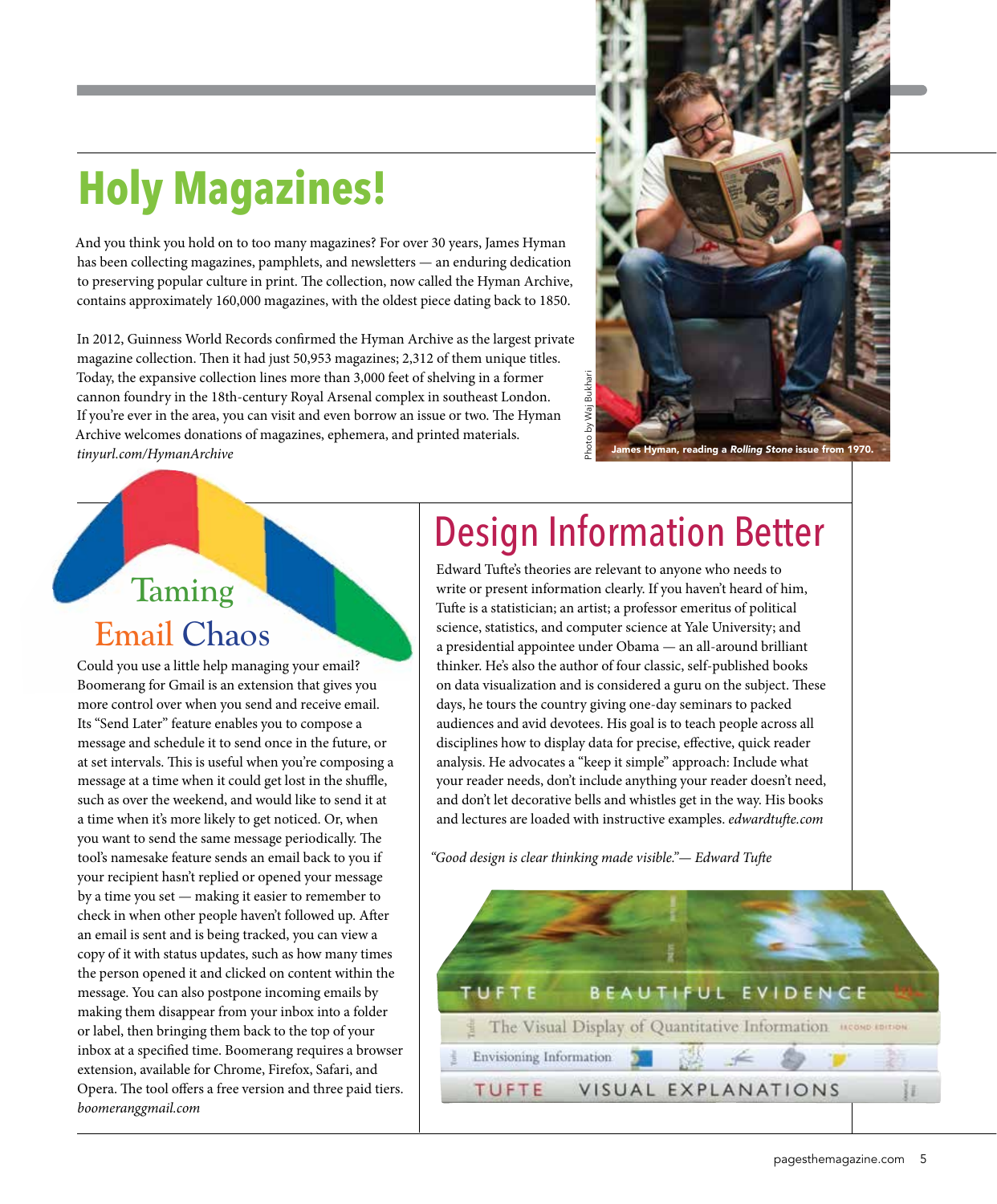# Holy Magazines!

And you think you hold on to too many magazines? For over 30 years, James Hyman has been collecting magazines, pamphlets, and newsletters — an enduring dedication to preserving popular culture in print. The collection, now called the Hyman Archive, contains approximately 160,000 magazines, with the oldest piece dating back to 1850.

In 2012, Guinness World Records confirmed the Hyman Archive as the largest private magazine collection. Then it had just 50,953 magazines; 2,312 of them unique titles. Today, the expansive collection lines more than 3,000 feet of shelving in a former cannon foundry in the 18th-century Royal Arsenal complex in southeast London. If you're ever in the area, you can visit and even borrow an issue or two. The Hyman Archive welcomes donations of magazines, ephemera, and printed materials. *tinyurl.com/HymanArchive*

Photo by Waj Bukhari

James Hyman, reading a *Rolling Stone* issue from 1970.

## Taming Email Chaos

Could you use a little help managing your email? Boomerang for Gmail is an extension that gives you more control over when you send and receive email. Its "Send Later" feature enables you to compose a message and schedule it to send once in the future, or at set intervals. This is useful when you're composing a message at a time when it could get lost in the shuffle, such as over the weekend, and would like to send it at a time when it's more likely to get noticed. Or, when you want to send the same message periodically. The tool's namesake feature sends an email back to you if your recipient hasn't replied or opened your message by a time you set — making it easier to remember to check in when other people haven't followed up. After an email is sent and is being tracked, you can view a copy of it with status updates, such as how many times the person opened it and clicked on content within the message. You can also postpone incoming emails by making them disappear from your inbox into a folder or label, then bringing them back to the top of your inbox at a specified time. Boomerang requires a browser extension, available for Chrome, Firefox, Safari, and Opera. The tool offers a free version and three paid tiers. *boomeranggmail.com*

## Design Information Better

Edward Tufte's theories are relevant to anyone who needs to write or present information clearly. If you haven't heard of him, Tufte is a statistician; an artist; a professor emeritus of political science, statistics, and computer science at Yale University; and a presidential appointee under Obama — an all-around brilliant thinker. He's also the author of four classic, self-published books on data visualization and is considered a guru on the subject. These days, he tours the country giving one-day seminars to packed audiences and avid devotees. His goal is to teach people across all disciplines how to display data for precise, effective, quick reader analysis. He advocates a "keep it simple" approach: Include what your reader needs, don't include anything your reader doesn't need, and don't let decorative bells and whistles get in the way. His books and lectures are loaded with instructive examples. *edwardtufte.com*

*"Good design is clear thinking made visible."— Edward Tufte*